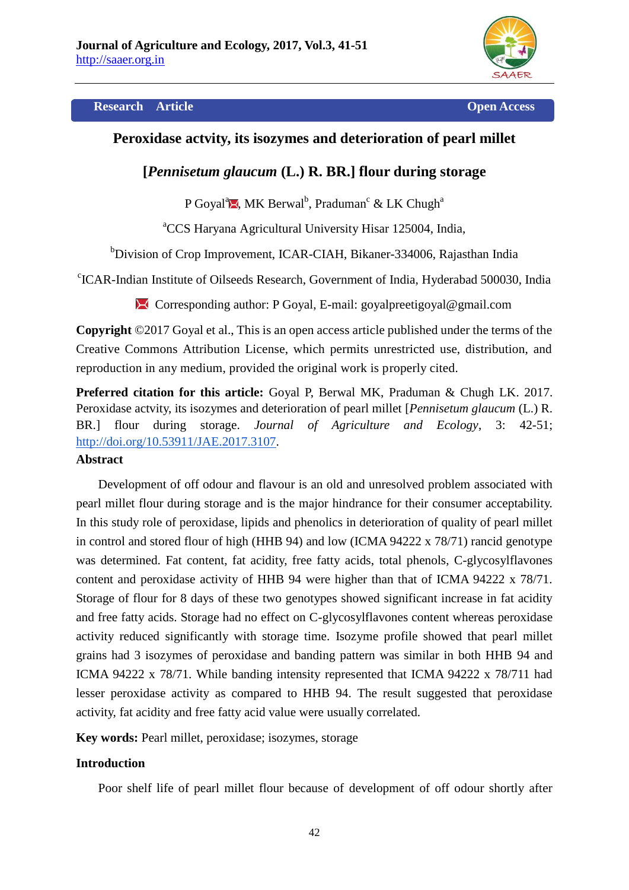# Peroxidase actvity, its isozymes and deterioration of pearl millet [*Pennisetum glaucum* (L.) R. BR.] flour during storage

P Goyal[a], MK Berwal[b], Praduman[c] & LK Chugh[a]

[a]CCS Haryana Agricultural University Hisar 125004, India,

[b]Division of Crop Improvement, ICAR-CIAH, Bikaner-334006, Rajasthan India

[c]ICAR-Indian Institute of Oilseeds Research, Government of India, Hyderabad 500030, India

Corresponding author: P Goyal, E-mail: goyalpreetigoyal@gmail.com

**Copyright** ©2017 Goyal et al., This is an open access article published under the terms of the Creative Commons Attribution License, which permits unrestricted use, distribution, and reproduction in any medium, provided the original work is properly cited.

**Preferred citation for this article:** Goyal P, Berwal MK, Praduman & Chugh LK. 2017. Peroxidase actvity, its isozymes and deterioration of pearl millet [*Pennisetum glaucum* (L.) R. BR.] flour during storage. *Journal of Agriculture and Ecology*, 3: 42-51; http://doi.org/10.53911/JAE.2017.3107.

## Abstract

Development of off odour and flavour is an old and unresolved problem associated with pearl millet flour during storage and is the major hindrance for their consumer acceptability. In this study role of peroxidase, lipids and phenolics in deterioration of quality of pearl millet in control and stored flour of high (HHB 94) and low (ICMA 94222 x 78/71) rancid genotype was determined. Fat content, fat acidity, free fatty acids, total phenols, C-glycosylflavones content and peroxidase activity of HHB 94 were higher than that of ICMA 94222 x 78/71. Storage of flour for 8 days of these two genotypes showed significant increase in fat acidity and free fatty acids. Storage had no effect on C-glycosylflavones content whereas peroxidase activity reduced significantly with storage time. Isozyme profile showed that pearl millet grains had 3 isozymes of peroxidase and banding pattern was similar in both HHB 94 and ICMA 94222 x 78/71. While banding intensity represented that ICMA 94222 x 78/711 had lesser peroxidase activity as compared to HHB 94. The result suggested that peroxidase activity, fat acidity and free fatty acid value were usually correlated.

**Key words:** Pearl millet, peroxidase; isozymes, storage

## Introduction

Poor shelf life of pearl millet flour because of development of off odour shortly after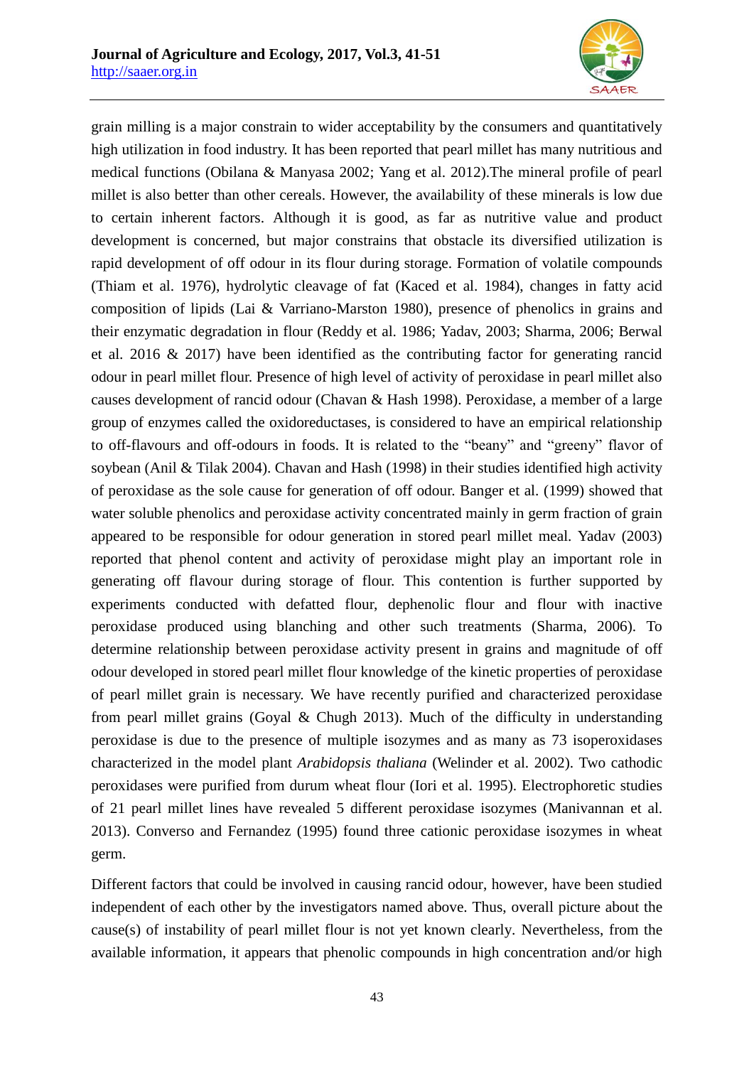grain milling is a major constrain to wider acceptability by the consumers and quantitatively high utilization in food industry. It has been reported that pearl millet has many nutritious and medical functions (Obilana & Manyasa 2002; Yang et al. 2012).The mineral profile of pearl millet is also better than other cereals. However, the availability of these minerals is low due to certain inherent factors. Although it is good, as far as nutritive value and product development is concerned, but major constrains that obstacle its diversified utilization is rapid development of off odour in its flour during storage. Formation of volatile compounds (Thiam et al. 1976), hydrolytic cleavage of fat (Kaced et al. 1984), changes in fatty acid composition of lipids (Lai & Varriano-Marston 1980), presence of phenolics in grains and their enzymatic degradation in flour (Reddy et al. 1986; Yadav, 2003; Sharma, 2006; Berwal et al. 2016 & 2017) have been identified as the contributing factor for generating rancid odour in pearl millet flour. Presence of high level of activity of peroxidase in pearl millet also causes development of rancid odour (Chavan & Hash 1998). Peroxidase, a member of a large group of enzymes called the oxidoreductases, is considered to have an empirical relationship to off-flavours and off-odours in foods. It is related to the "beany" and "greeny" flavor of soybean (Anil & Tilak 2004). Chavan and Hash (1998) in their studies identified high activity of peroxidase as the sole cause for generation of off odour. Banger et al. (1999) showed that water soluble phenolics and peroxidase activity concentrated mainly in germ fraction of grain appeared to be responsible for odour generation in stored pearl millet meal. Yadav (2003) reported that phenol content and activity of peroxidase might play an important role in generating off flavour during storage of flour. This contention is further supported by experiments conducted with defatted flour, dephenolic flour and flour with inactive peroxidase produced using blanching and other such treatments (Sharma, 2006). To determine relationship between peroxidase activity present in grains and magnitude of off odour developed in stored pearl millet flour knowledge of the kinetic properties of peroxidase of pearl millet grain is necessary. We have recently purified and characterized peroxidase from pearl millet grains (Goyal & Chugh 2013). Much of the difficulty in understanding peroxidase is due to the presence of multiple isozymes and as many as 73 isoperoxidases characterized in the model plant *Arabidopsis thaliana* (Welinder et al. 2002). Two cathodic peroxidases were purified from durum wheat flour (Iori et al. 1995). Electrophoretic studies of 21 pearl millet lines have revealed 5 different peroxidase isozymes (Manivannan et al. 2013). Converso and Fernandez (1995) found three cationic peroxidase isozymes in wheat germ.

Different factors that could be involved in causing rancid odour, however, have been studied independent of each other by the investigators named above. Thus, overall picture about the cause(s) of instability of pearl millet flour is not yet known clearly. Nevertheless, from the available information, it appears that phenolic compounds in high concentration and/or high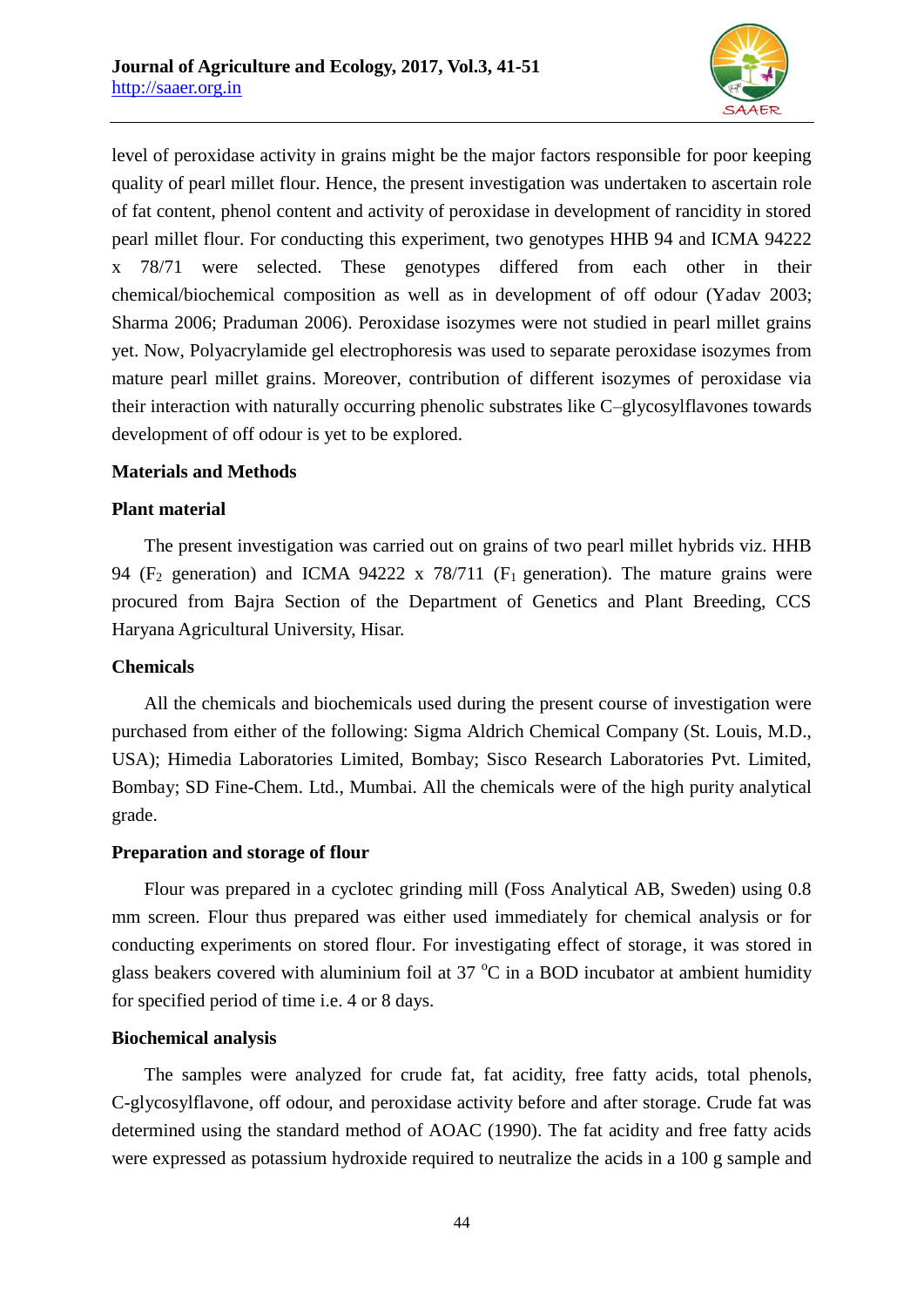level of peroxidase activity in grains might be the major factors responsible for poor keeping quality of pearl millet flour. Hence, the present investigation was undertaken to ascertain role of fat content, phenol content and activity of peroxidase in development of rancidity in stored pearl millet flour. For conducting this experiment, two genotypes HHB 94 and ICMA 94222 x 78/71 were selected. These genotypes differed from each other in their chemical/biochemical composition as well as in development of off odour (Yadav 2003; Sharma 2006; Praduman 2006). Peroxidase isozymes were not studied in pearl millet grains yet. Now, Polyacrylamide gel electrophoresis was used to separate peroxidase isozymes from mature pearl millet grains. Moreover, contribution of different isozymes of peroxidase via their interaction with naturally occurring phenolic substrates like C–glycosylflavones towards development of off odour is yet to be explored.

## Materials and Methods

### Plant material

The present investigation was carried out on grains of two pearl millet hybrids viz. HHB 94 ($F_2$ generation) and ICMA 94222 x 78/711 ($F_1$ generation). The mature grains were procured from Bajra Section of the Department of Genetics and Plant Breeding, CCS Haryana Agricultural University, Hisar.

### Chemicals

All the chemicals and biochemicals used during the present course of investigation were purchased from either of the following: Sigma Aldrich Chemical Company (St. Louis, M.D., USA); Himedia Laboratories Limited, Bombay; Sisco Research Laboratories Pvt. Limited, Bombay; SD Fine-Chem. Ltd., Mumbai. All the chemicals were of the high purity analytical grade.

### Preparation and storage of flour

Flour was prepared in a cyclotec grinding mill (Foss Analytical AB, Sweden) using 0.8 mm screen. Flour thus prepared was either used immediately for chemical analysis or for conducting experiments on stored flour. For investigating effect of storage, it was stored in glass beakers covered with aluminium foil at 37 $^{o}$C in a BOD incubator at ambient humidity for specified period of time i.e. 4 or 8 days.

### Biochemical analysis

The samples were analyzed for crude fat, fat acidity, free fatty acids, total phenols, C-glycosylflavone, off odour, and peroxidase activity before and after storage. Crude fat was determined using the standard method of AOAC (1990). The fat acidity and free fatty acids were expressed as potassium hydroxide required to neutralize the acids in a 100 g sample and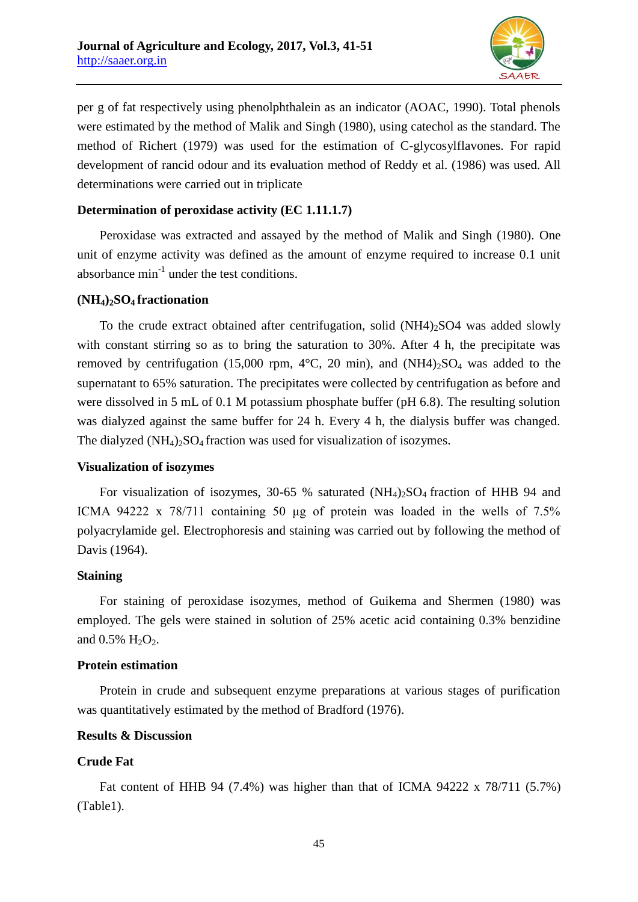per g of fat respectively using phenolphthalein as an indicator (AOAC, 1990). Total phenols were estimated by the method of Malik and Singh (1980), using catechol as the standard. The method of Richert (1979) was used for the estimation of C-glycosylflavones. For rapid development of rancid odour and its evaluation method of Reddy et al. (1986) was used. All determinations were carried out in triplicate

**Determination of peroxidase activity (EC 1.11.1.7)**

Peroxidase was extracted and assayed by the method of Malik and Singh (1980). One unit of enzyme activity was defined as the amount of enzyme required to increase 0.1 unit absorbance $min^{-1}$ under the test conditions.

**$(NH_4)_2SO_4$ fractionation**

To the crude extract obtained after centrifugation, solid $(NH4)_2SO4$ was added slowly with constant stirring so as to bring the saturation to 30%. After 4 h, the precipitate was removed by centrifugation (15,000 rpm, 4°C, 20 min), and $(NH_4)_2SO_4$ was added to the supernatant to 65% saturation. The precipitates were collected by centrifugation as before and were dissolved in 5 mL of 0.1 M potassium phosphate buffer (pH 6.8). The resulting solution was dialyzed against the same buffer for 24 h. Every 4 h, the dialysis buffer was changed. The dialyzed $(NH_4)_2SO_4$ fraction was used for visualization of isozymes.

**Visualization of isozymes**

For visualization of isozymes, 30-65 % saturated $(NH_4)_2SO_4$ fraction of HHB 94 and ICMA 94222 x 78/711 containing 50 μg of protein was loaded in the wells of 7.5% polyacrylamide gel. Electrophoresis and staining was carried out by following the method of Davis (1964).

**Staining**

For staining of peroxidase isozymes, method of Guikema and Shermen (1980) was employed. The gels were stained in solution of 25% acetic acid containing 0.3% benzidine and 0.5% $H_2O_2$.

**Protein estimation**

Protein in crude and subsequent enzyme preparations at various stages of purification was quantitatively estimated by the method of Bradford (1976).

**Results & Discussion**

**Crude Fat**

Fat content of HHB 94 (7.4%) was higher than that of ICMA 94222 x 78/711 (5.7%) (Table1).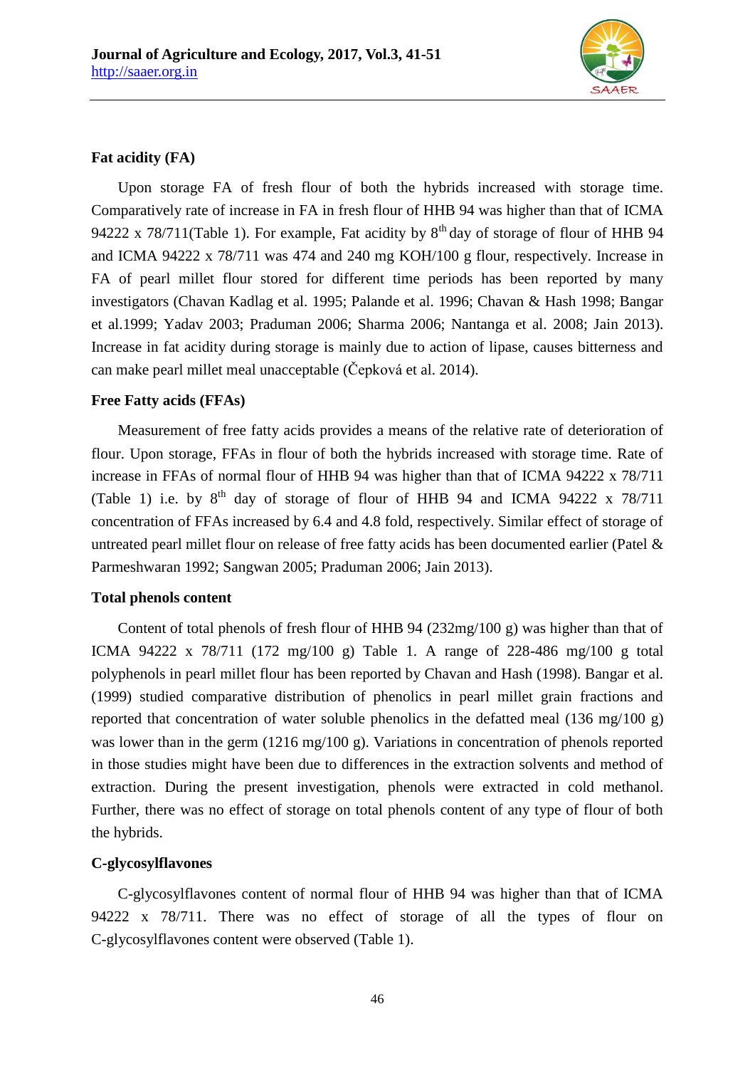### Fat acidity (FA)

Upon storage FA of fresh flour of both the hybrids increased with storage time. Comparatively rate of increase in FA in fresh flour of HHB 94 was higher than that of ICMA 94222 x 78/711(Table 1). For example, Fat acidity by 8th day of storage of flour of HHB 94 and ICMA 94222 x 78/711 was 474 and 240 mg KOH/100 g flour, respectively. Increase in FA of pearl millet flour stored for different time periods has been reported by many investigators (Chavan Kadlag et al. 1995; Palande et al. 1996; Chavan & Hash 1998; Bangar et al.1999; Yadav 2003; Praduman 2006; Sharma 2006; Nantanga et al. 2008; Jain 2013). Increase in fat acidity during storage is mainly due to action of lipase, causes bitterness and can make pearl millet meal unacceptable (Čepková et al. 2014).

### Free Fatty acids (FFAs)

Measurement of free fatty acids provides a means of the relative rate of deterioration of flour. Upon storage, FFAs in flour of both the hybrids increased with storage time. Rate of increase in FFAs of normal flour of HHB 94 was higher than that of ICMA 94222 x 78/711 (Table 1) i.e. by 8th day of storage of flour of HHB 94 and ICMA 94222 x 78/711 concentration of FFAs increased by 6.4 and 4.8 fold, respectively. Similar effect of storage of untreated pearl millet flour on release of free fatty acids has been documented earlier (Patel & Parmeshwaran 1992; Sangwan 2005; Praduman 2006; Jain 2013).

### Total phenols content

Content of total phenols of fresh flour of HHB 94 (232mg/100 g) was higher than that of ICMA 94222 x 78/711 (172 mg/100 g) Table 1. A range of 228-486 mg/100 g total polyphenols in pearl millet flour has been reported by Chavan and Hash (1998). Bangar et al. (1999) studied comparative distribution of phenolics in pearl millet grain fractions and reported that concentration of water soluble phenolics in the defatted meal (136 mg/100 g) was lower than in the germ (1216 mg/100 g). Variations in concentration of phenols reported in those studies might have been due to differences in the extraction solvents and method of extraction. During the present investigation, phenols were extracted in cold methanol. Further, there was no effect of storage on total phenols content of any type of flour of both the hybrids.

### C-glycosylflavones

C-glycosylflavones content of normal flour of HHB 94 was higher than that of ICMA 94222 x 78/711. There was no effect of storage of all the types of flour on C-glycosylflavones content were observed (Table 1).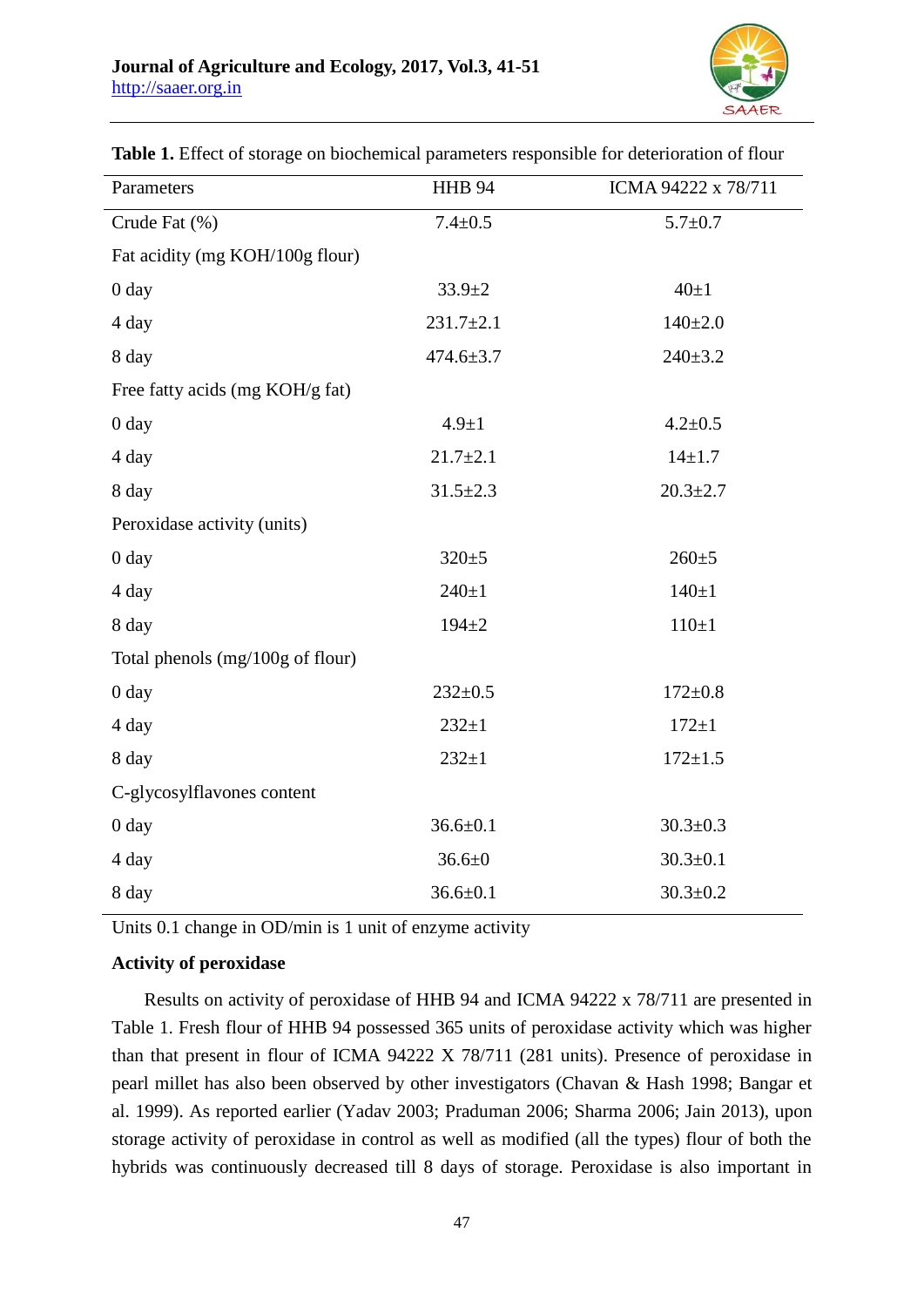**Table 1.** Effect of storage on biochemical parameters responsible for deterioration of flour

| Parameters | HHB 94 | ICMA 94222 x 78/711 |
|---|---|---|
| Crude Fat (%) | 7.4±0.5 | 5.7±0.7 |
| Fat acidity (mg KOH/100g flour) | | |
| 0 day | 33.9±2 | 40±1 |
| 4 day | 231.7±2.1 | 140±2.0 |
| 8 day | 474.6±3.7 | 240±3.2 |
| Free fatty acids (mg KOH/g fat) | | |
| 0 day | 4.9±1 | 4.2±0.5 |
| 4 day | 21.7±2.1 | 14±1.7 |
| 8 day | 31.5±2.3 | 20.3±2.7 |
| Peroxidase activity (units) | | |
| 0 day | 320±5 | 260±5 |
| 4 day | 240±1 | 140±1 |
| 8 day | 194±2 | 110±1 |
| Total phenols (mg/100g of flour) | | |
| 0 day | 232±0.5 | 172±0.8 |
| 4 day | 232±1 | 172±1 |
| 8 day | 232±1 | 172±1.5 |
| C-glycosylflavones content | | |
| 0 day | 36.6±0.1 | 30.3±0.3 |
| 4 day | 36.6±0 | 30.3±0.1 |
| 8 day | 36.6±0.1 | 30.3±0.2 |

Units 0.1 change in OD/min is 1 unit of enzyme activity

**Activity of peroxidase**

Results on activity of peroxidase of HHB 94 and ICMA 94222 x 78/711 are presented in Table 1. Fresh flour of HHB 94 possessed 365 units of peroxidase activity which was higher than that present in flour of ICMA 94222 X 78/711 (281 units). Presence of peroxidase in pearl millet has also been observed by other investigators (Chavan & Hash 1998; Bangar et al. 1999). As reported earlier (Yadav 2003; Praduman 2006; Sharma 2006; Jain 2013), upon storage activity of peroxidase in control as well as modified (all the types) flour of both the hybrids was continuously decreased till 8 days of storage. Peroxidase is also important in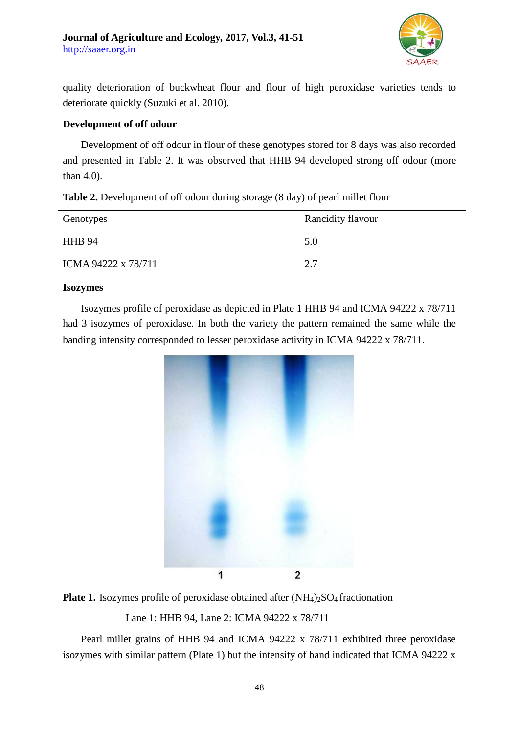quality deterioration of buckwheat flour and flour of high peroxidase varieties tends to deteriorate quickly (Suzuki et al. 2010).

**Development of off odour**

Development of off odour in flour of these genotypes stored for 8 days was also recorded and presented in Table 2. It was observed that HHB 94 developed strong off odour (more than 4.0).

**Table 2.** Development of off odour during storage (8 day) of pearl millet flour

| Genotypes | Rancidity flavour |
|---|---|
| HHB 94 | 5.0 |
| ICMA 94222 x 78/711 | 2.7 |

**Isozymes**

Isozymes profile of peroxidase as depicted in Plate 1 HHB 94 and ICMA 94222 x 78/711 had 3 isozymes of peroxidase. In both the variety the pattern remained the same while the banding intensity corresponded to lesser peroxidase activity in ICMA 94222 x 78/711.

**Plate 1.** Isozymes profile of peroxidase obtained after $(NH_4)_2SO_4$ fractionation

Lane 1: HHB 94, Lane 2: ICMA 94222 x 78/711

Pearl millet grains of HHB 94 and ICMA 94222 x 78/711 exhibited three peroxidase isozymes with similar pattern (Plate 1) but the intensity of band indicated that ICMA 94222 x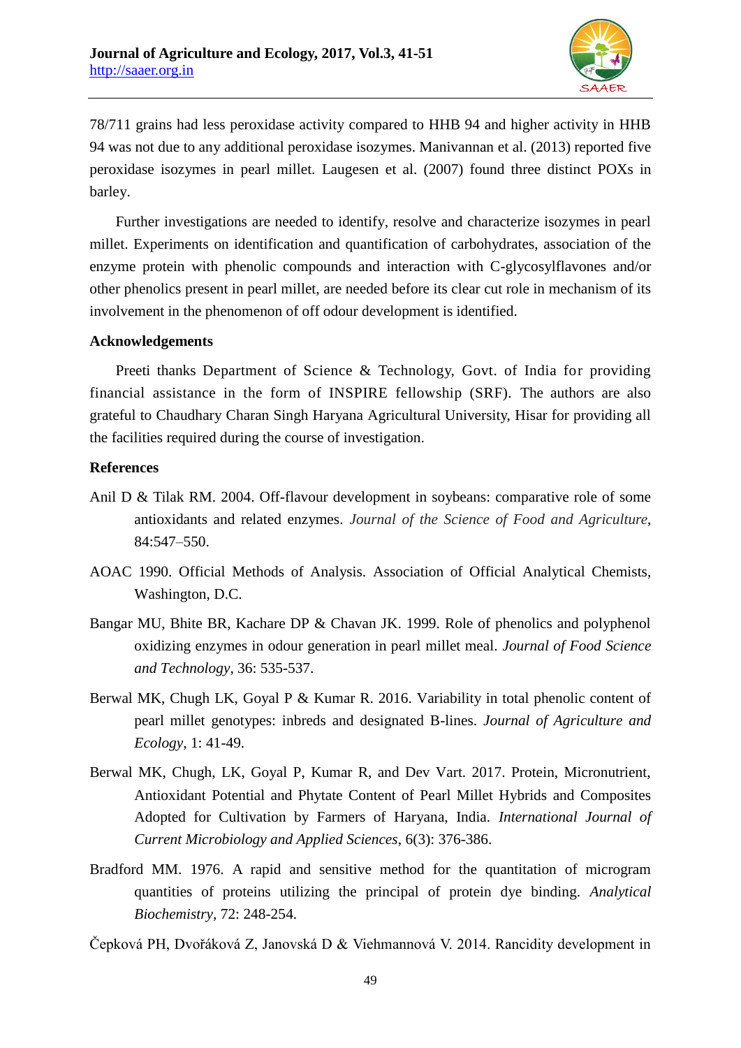78/711 grains had less peroxidase activity compared to HHB 94 and higher activity in HHB 94 was not due to any additional peroxidase isozymes. Manivannan et al. (2013) reported five peroxidase isozymes in pearl millet. Laugesen et al. (2007) found three distinct POXs in barley.

Further investigations are needed to identify, resolve and characterize isozymes in pearl millet. Experiments on identification and quantification of carbohydrates, association of the enzyme protein with phenolic compounds and interaction with C-glycosylflavones and/or other phenolics present in pearl millet, are needed before its clear cut role in mechanism of its involvement in the phenomenon of off odour development is identified.

## Acknowledgements

Preeti thanks Department of Science & Technology, Govt. of India for providing financial assistance in the form of INSPIRE fellowship (SRF). The authors are also grateful to Chaudhary Charan Singh Haryana Agricultural University, Hisar for providing all the facilities required during the course of investigation.

## References

Anil D & Tilak RM. 2004. Off-flavour development in soybeans: comparative role of some antioxidants and related enzymes. *Journal of the Science of Food and Agriculture*, 84:547–550.

AOAC 1990. Official Methods of Analysis. Association of Official Analytical Chemists, Washington, D.C.

Bangar MU, Bhite BR, Kachare DP & Chavan JK. 1999. Role of phenolics and polyphenol oxidizing enzymes in odour generation in pearl millet meal. *Journal of Food Science and Technology*, 36: 535-537.

Berwal MK, Chugh LK, Goyal P & Kumar R. 2016. Variability in total phenolic content of pearl millet genotypes: inbreds and designated B-lines. *Journal of Agriculture and Ecology*, 1: 41-49.

Berwal MK, Chugh, LK, Goyal P, Kumar R, and Dev Vart. 2017. Protein, Micronutrient, Antioxidant Potential and Phytate Content of Pearl Millet Hybrids and Composites Adopted for Cultivation by Farmers of Haryana, India. *International Journal of Current Microbiology and Applied Sciences*, 6(3): 376-386.

Bradford MM. 1976. A rapid and sensitive method for the quantitation of microgram quantities of proteins utilizing the principal of protein dye binding. *Analytical Biochemistry*, 72: 248-254.

Čepková PH, Dvořáková Z, Janovská D & Viehmannová V. 2014. Rancidity development in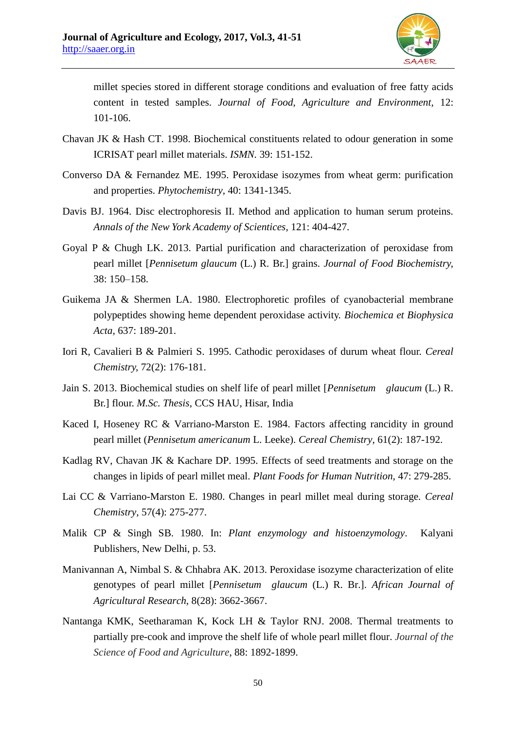millet species stored in different storage conditions and evaluation of free fatty acids content in tested samples. *Journal of Food, Agriculture and Environment*, 12: 101-106.

Chavan JK & Hash CT. 1998. Biochemical constituents related to odour generation in some ICRISAT pearl millet materials. *ISMN*. 39: 151-152.

Converso DA & Fernandez ME. 1995. Peroxidase isozymes from wheat germ: purification and properties. *Phytochemistry*, 40: 1341-1345.

Davis BJ. 1964. Disc electrophoresis II. Method and application to human serum proteins. *Annals of the New York Academy of Scientices*, 121: 404-427.

Goyal P & Chugh LK. 2013. Partial purification and characterization of peroxidase from pearl millet [*Pennisetum glaucum* (L.) R. Br.] grains. *Journal of Food Biochemistry*, 38: 150–158.

Guikema JA & Shermen LA. 1980. Electrophoretic profiles of cyanobacterial membrane polypeptides showing heme dependent peroxidase activity. *Biochemica et Biophysica Acta*, 637: 189-201.

Iori R, Cavalieri B & Palmieri S. 1995. Cathodic peroxidases of durum wheat flour. *Cereal Chemistry*, 72(2): 176-181.

Jain S. 2013. Biochemical studies on shelf life of pearl millet [*Pennisetum glaucum* (L.) R. Br.] flour. *M.Sc. Thesis*, CCS HAU, Hisar, India

Kaced I, Hoseney RC & Varriano-Marston E. 1984. Factors affecting rancidity in ground pearl millet (*Pennisetum americanum* L. Leeke). *Cereal Chemistry*, 61(2): 187-192.

Kadlag RV, Chavan JK & Kachare DP. 1995. Effects of seed treatments and storage on the changes in lipids of pearl millet meal. *Plant Foods for Human Nutrition*, 47: 279-285.

Lai CC & Varriano-Marston E. 1980. Changes in pearl millet meal during storage. *Cereal Chemistry*, 57(4): 275-277.

Malik CP & Singh SB. 1980. In: *Plant enzymology and histoenzymology*. Kalyani Publishers, New Delhi, p. 53.

Manivannan A, Nimbal S. & Chhabra AK. 2013. Peroxidase isozyme characterization of elite genotypes of pearl millet [*Pennisetum glaucum* (L.) R. Br.]. *African Journal of Agricultural Research*, 8(28): 3662-3667.

Nantanga KMK, Seetharaman K, Kock LH & Taylor RNJ. 2008. Thermal treatments to partially pre-cook and improve the shelf life of whole pearl millet flour. *Journal of the Science of Food and Agriculture*, 88: 1892-1899.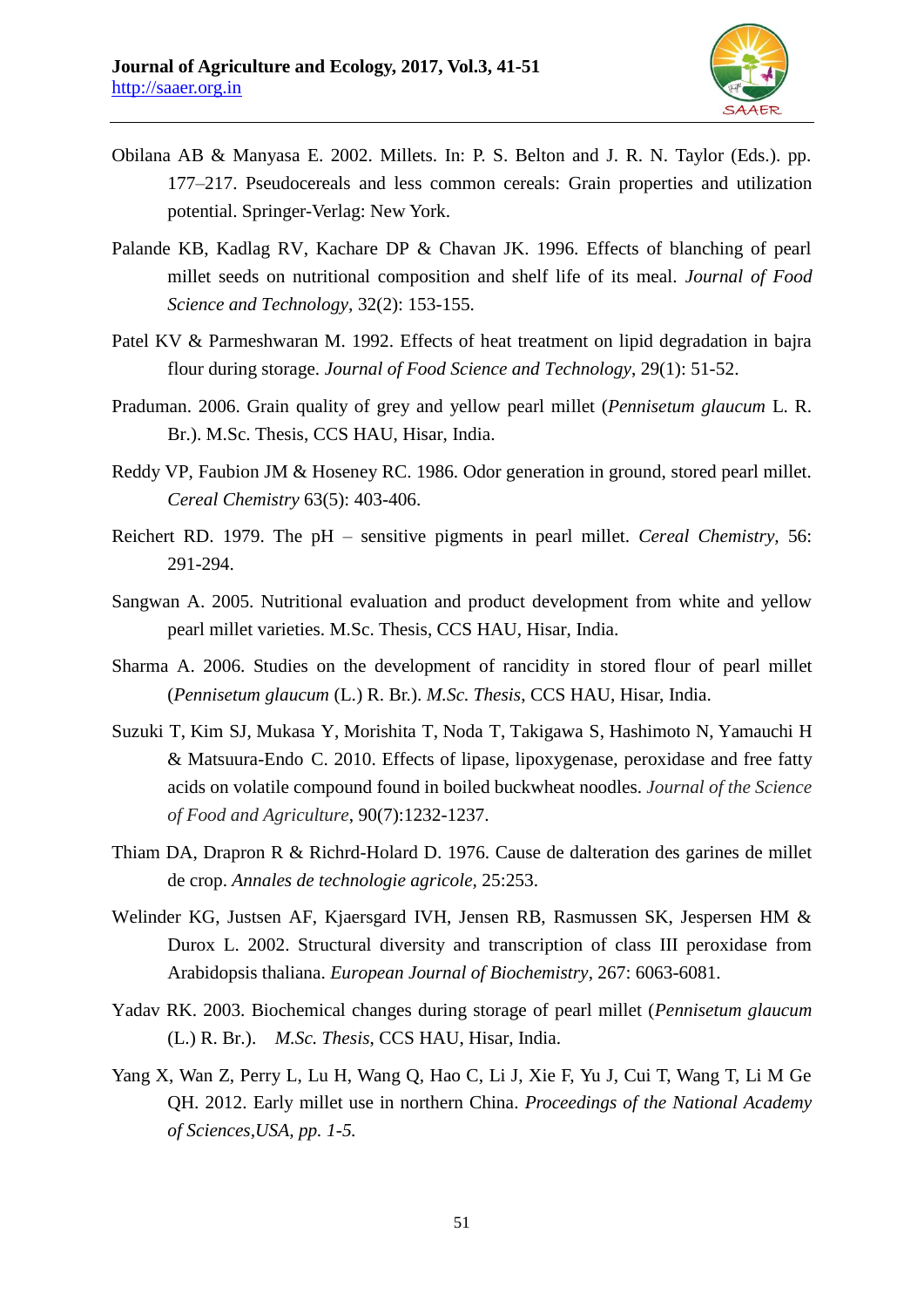Obilana AB & Manyasa E. 2002. Millets. In: P. S. Belton and J. R. N. Taylor (Eds.). pp. 177–217. Pseudocereals and less common cereals: Grain properties and utilization potential. Springer-Verlag: New York.

Palande KB, Kadlag RV, Kachare DP & Chavan JK. 1996. Effects of blanching of pearl millet seeds on nutritional composition and shelf life of its meal. *Journal of Food Science and Technology,* 32(2): 153-155.

Patel KV & Parmeshwaran M. 1992. Effects of heat treatment on lipid degradation in bajra flour during storage. *Journal of Food Science and Technology*, 29(1): 51-52.

Praduman. 2006. Grain quality of grey and yellow pearl millet (*Pennisetum glaucum* L. R. Br.). M.Sc. Thesis, CCS HAU, Hisar, India.

Reddy VP, Faubion JM & Hoseney RC. 1986. Odor generation in ground, stored pearl millet. *Cereal Chemistry* 63(5): 403-406.

Reichert RD. 1979. The pH – sensitive pigments in pearl millet. *Cereal Chemistry,* 56: 291-294.

Sangwan A. 2005. Nutritional evaluation and product development from white and yellow pearl millet varieties. M.Sc. Thesis, CCS HAU, Hisar, India.

Sharma A. 2006. Studies on the development of rancidity in stored flour of pearl millet (*Pennisetum glaucum* (L.) R. Br.). *M.Sc. Thesis*, CCS HAU, Hisar, India.

Suzuki T, Kim SJ, Mukasa Y, Morishita T, Noda T, Takigawa S, Hashimoto N, Yamauchi H & Matsuura-Endo C. 2010. Effects of lipase, lipoxygenase, peroxidase and free fatty acids on volatile compound found in boiled buckwheat noodles. *Journal of the Science of Food and Agriculture*, 90(7):1232-1237.

Thiam DA, Drapron R & Richrd-Holard D. 1976. Cause de dalteration des garines de millet de crop. *Annales de technologie agricole*, 25:253.

Welinder KG, Justsen AF, Kjaersgard IVH, Jensen RB, Rasmussen SK, Jespersen HM & Durox L. 2002. Structural diversity and transcription of class III peroxidase from Arabidopsis thaliana. *European Journal of Biochemistry*, 267: 6063-6081.

Yadav RK. 2003. Biochemical changes during storage of pearl millet (*Pennisetum glaucum* (L.) R. Br.). *M.Sc. Thesis*, CCS HAU, Hisar, India.

Yang X, Wan Z, Perry L, Lu H, Wang Q, Hao C, Li J, Xie F, Yu J, Cui T, Wang T, Li M Ge QH. 2012. Early millet use in northern China. *Proceedings of the National Academy of Sciences,USA, pp. 1-5.*